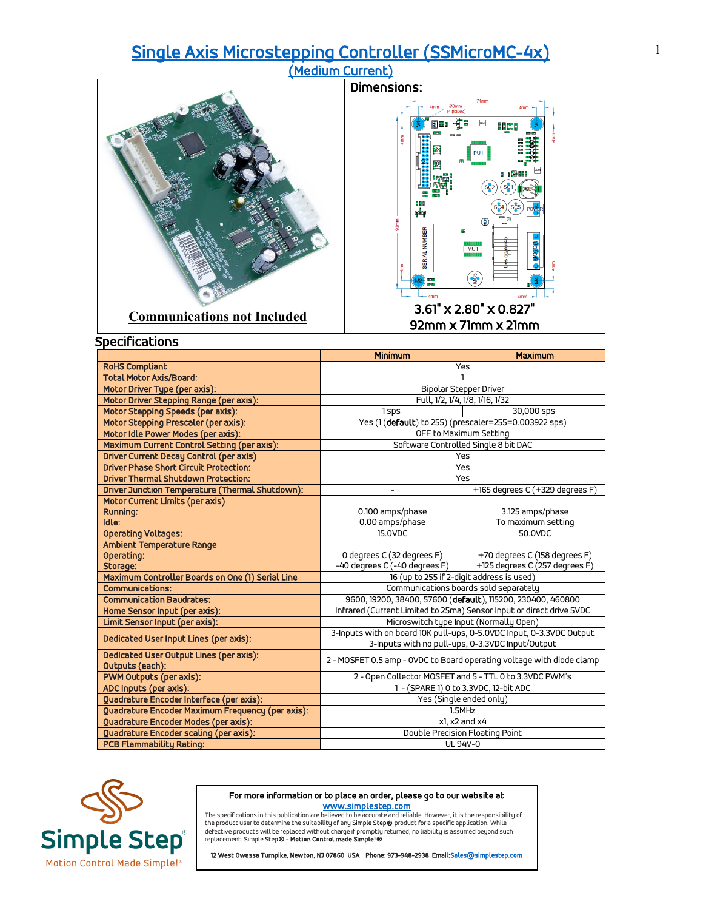# Single Axis Microstepping Controller (SSMicroMC-4x)

## (Medium Current)

**Communications not Included**

**Dimensions:**

3.61" x 2.80" x 0.827"
92mm x 71mm x 21mm

## Specifications

| | Minimum | Maximum |
|---|---|---|
| RoHS Compliant | Yes | |
| Total Motor Axis/Board: | 1 | |
| Motor Driver Type (per axis): | Bipolar Stepper Driver | |
| Motor Driver Stepping Range (per axis): | Full, 1/2, 1/4, 1/8, 1/16, 1/32 | |
| Motor Stepping Speeds (per axis): | 1 sps | 30,000 sps |
| Motor Stepping Prescaler (per axis): | Yes (1 (**default**) to 255) (prescaler=255=0.003922 sps) | |
| Motor Idle Power Modes (per axis): | OFF to Maximum Setting | |
| Maximum Current Control Setting (per axis): | Software Controlled Single 8 bit DAC | |
| Driver Current Decay Control (per axis) | Yes | |
| Driver Phase Short Circuit Protection: | Yes | |
| Driver Thermal Shutdown Protection: | Yes | |
| Driver Junction Temperature (Thermal Shutdown): | - | +165 degrees C (+329 degrees F) |
| Motor Current Limits (per axis)<br>Running:<br>Idle: | <br>0.100 amps/phase<br>0.00 amps/phase | <br>3.125 amps/phase<br>To maximum setting |
| Operating Voltages: | 15.0VDC | 50.0VDC |
| Ambient Temperature Range<br>Operating:<br>Storage: | <br>0 degrees C (32 degrees F)<br>-40 degrees C (-40 degrees F) | <br>+70 degrees C (158 degrees F)<br>+125 degrees C (257 degrees F) |
| Maximum Controller Boards on One (1) Serial Line | 16 (up to 255 if 2-digit address is used) | |
| Communications: | Communications boards sold separately | |
| Communication Baudrates: | 9600, 19200, 38400, 57600 (**default**), 115200, 230400, 460800 | |
| Home Sensor Input (per axis): | Infrared (Current Limited to 25ma) Sensor Input or direct drive 5VDC | |
| Limit Sensor Input (per axis): | Microswitch type Input (Normally Open) | |
| Dedicated User Input Lines (per axis): | 3-Inputs with on board 10K pull-ups, 0-5.0VDC Input, 0-3.3VDC Output<br>3-Inputs with no pull-ups, 0-3.3VDC Input/Output | |
| Dedicated User Output Lines (per axis):<br>Outputs (each): | 2 - MOSFET 0.5 amp - 0VDC to Board operating voltage with diode clamp | |
| PWM Outputs (per axis): | 2 - Open Collector MOSFET and 5 - TTL 0 to 3.3VDC PWM's | |
| ADC Inputs (per axis): | 1 - (SPARE 1) 0 to 3.3VDC, 12-bit ADC | |
| Quadrature Encoder Interface (per axis): | Yes (Single ended only) | |
| Quadrature Encoder Maximum Frequency (per axis): | 1.5MHz | |
| Quadrature Encoder Modes (per axis): | x1, x2 and x4 | |
| Quadrature Encoder scaling (per axis): | Double Precision Floating Point | |
| PCB Flammability Rating: | UL 94V-0 | |

Simple Step® Motion Control Made Simple!®

For more information or to place an order, please go to our website at
www.simplestep.com

The specifications in this publication are believed to be accurate and reliable. However, it is the responsibility of the product user to determine the suitability of any Simple Step® product for a specific application. While defective products will be replaced without charge if promptly returned, no liability is assumed beyond such replacement. Simple Step® - **Motion Control made Simple!®**

12 West Owassa Turnpike, Newton, NJ 07860 USA Phone: 973-948-2938 Email: Sales@simplestep.com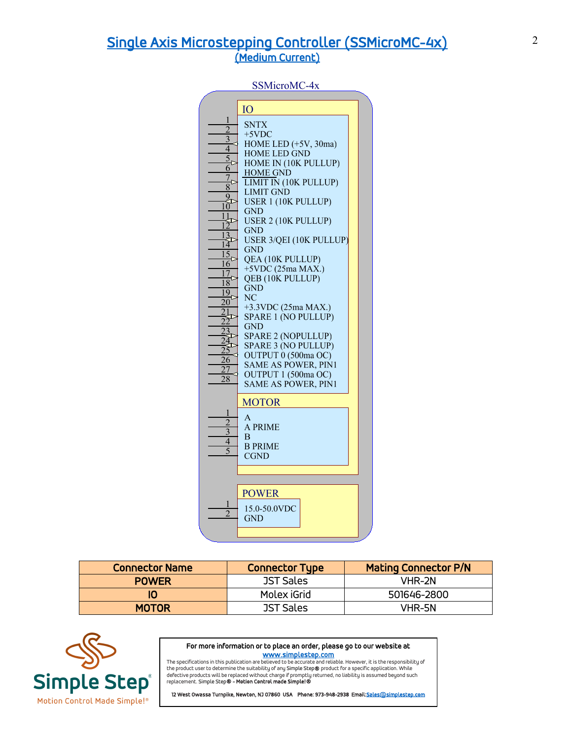# Single Axis Microstepping Controller (SSMicroMC-4x)

## (Medium Current)

SSMicroMC-4x

IO

1 SNTX
2 +5VDC
3 HOME LED (+5V, 30ma)
4 HOME LED GND
5 HOME IN (10K PULLUP)
6 HOME GND
7 LIMIT IN (10K PULLUP)
8 LIMIT GND
9 USER 1 (10K PULLUP)
10 GND
11 USER 2 (10K PULLUP)
12 GND
13 USER 3/QEI (10K PULLUP)
14 GND
15 QEA (10K PULLUP)
16 +5VDC (25ma MAX.)
17 QEB (10K PULLUP)
18 GND
19 NC
20 +3.3VDC (25ma MAX.)
21 SPARE 1 (NO PULLUP)
22 GND
23 SPARE 2 (NOPULLUP)
24 SPARE 3 (NO PULLUP)
25 OUTPUT 0 (500ma OC)
26 SAME AS POWER, PIN1
27 OUTPUT 1 (500ma OC)
28 SAME AS POWER, PIN1

MOTOR

1 A
2 A PRIME
3 B
4 B PRIME
5 CGND

POWER

1 15.0-50.0VDC
2 GND

| Connector Name | Connector Type | Mating Connector P/N |
|---|---|---|
| POWER | JST Sales | VHR-2N |
| IO | Molex iGrid | 501646-2800 |
| MOTOR | JST Sales | VHR-5N |

Simple Step®
Motion Control Made Simple!®

For more information or to place an order, please go to our website at
www.simplestep.com

The specifications in this publication are believed to be accurate and reliable. However, it is the responsibility of the product user to determine the suitability of any Simple Step® product for a specific application. While defective products will be replaced without charge if promptly returned, no liability is assumed beyond such replacement. Simple Step® – **Motion Control made Simple!®**

12 West Owassa Turnpike, Newton, NJ 07860 USA Phone: 973-948-2938 Email: Sales@simplestep.com